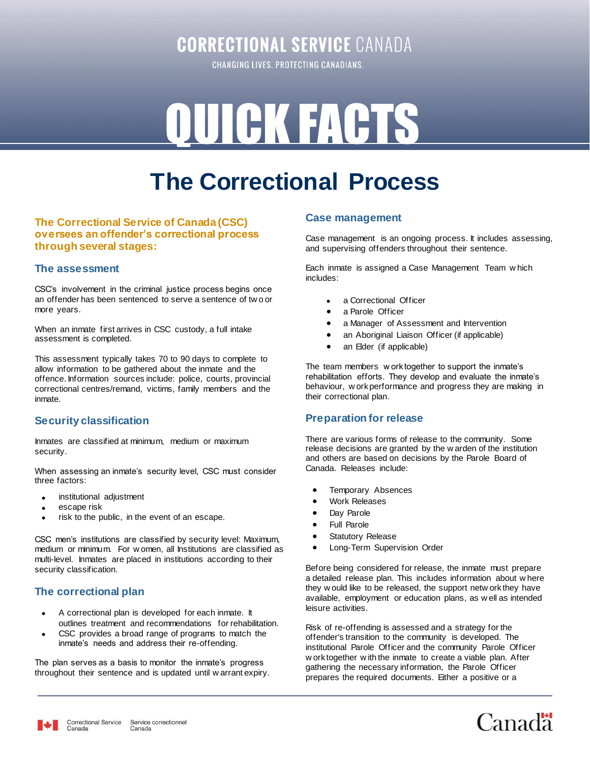# CORRECTIONAL SERVICE CANADA

CHANGING LIVES. PROTECTING CANADIANS.

# QUICK FACTS

# The Correctional Process

**The Correctional Service of Canada (CSC) oversees an offender's correctional process through several stages:**

## The assessment

CSC's involvement in the criminal justice process begins once an offender has been sentenced to serve a sentence of two or more years.

When an inmate first arrives in CSC custody, a full intake assessment is completed.

This assessment typically takes 70 to 90 days to complete to allow information to be gathered about the inmate and the offence. Information sources include: police, courts, provincial correctional centres/remand, victims, family members and the inmate.

## Security classification

Inmates are classified at minimum, medium or maximum security.

When assessing an inmate's security level, CSC must consider three factors:

- institutional adjustment
- escape risk
- risk to the public, in the event of an escape.

CSC men's institutions are classified by security level: Maximum, medium or minimum. For women, all Institutions are classified as multi-level. Inmates are placed in institutions according to their security classification.

## The correctional plan

- A correctional plan is developed for each inmate. It outlines treatment and recommendations for rehabilitation.
- CSC provides a broad range of programs to match the inmate's needs and address their re-offending.

The plan serves as a basis to monitor the inmate's progress throughout their sentence and is updated until warrant expiry.

## Case management

Case management is an ongoing process. It includes assessing, and supervising offenders throughout their sentence.

Each inmate is assigned a Case Management Team which includes:

- a Correctional Officer
- a Parole Officer
- a Manager of Assessment and Intervention
- an Aboriginal Liaison Officer (if applicable)
- an Elder (if applicable)

The team members work together to support the inmate's rehabilitation efforts. They develop and evaluate the inmate's behaviour, work performance and progress they are making in their correctional plan.

## Preparation for release

There are various forms of release to the community. Some release decisions are granted by the warden of the institution and others are based on decisions by the Parole Board of Canada. Releases include:

- Temporary Absences
- Work Releases
- Day Parole
- Full Parole
- Statutory Release
- Long-Term Supervision Order

Before being considered for release, the inmate must prepare a detailed release plan. This includes information about where they would like to be released, the support network they have available, employment or education plans, as well as intended leisure activities.

Risk of re-offending is assessed and a strategy for the offender's transition to the community is developed. The institutional Parole Officer and the community Parole Officer work together with the inmate to create a viable plan. After gathering the necessary information, the Parole Officer prepares the required documents. Either a positive or a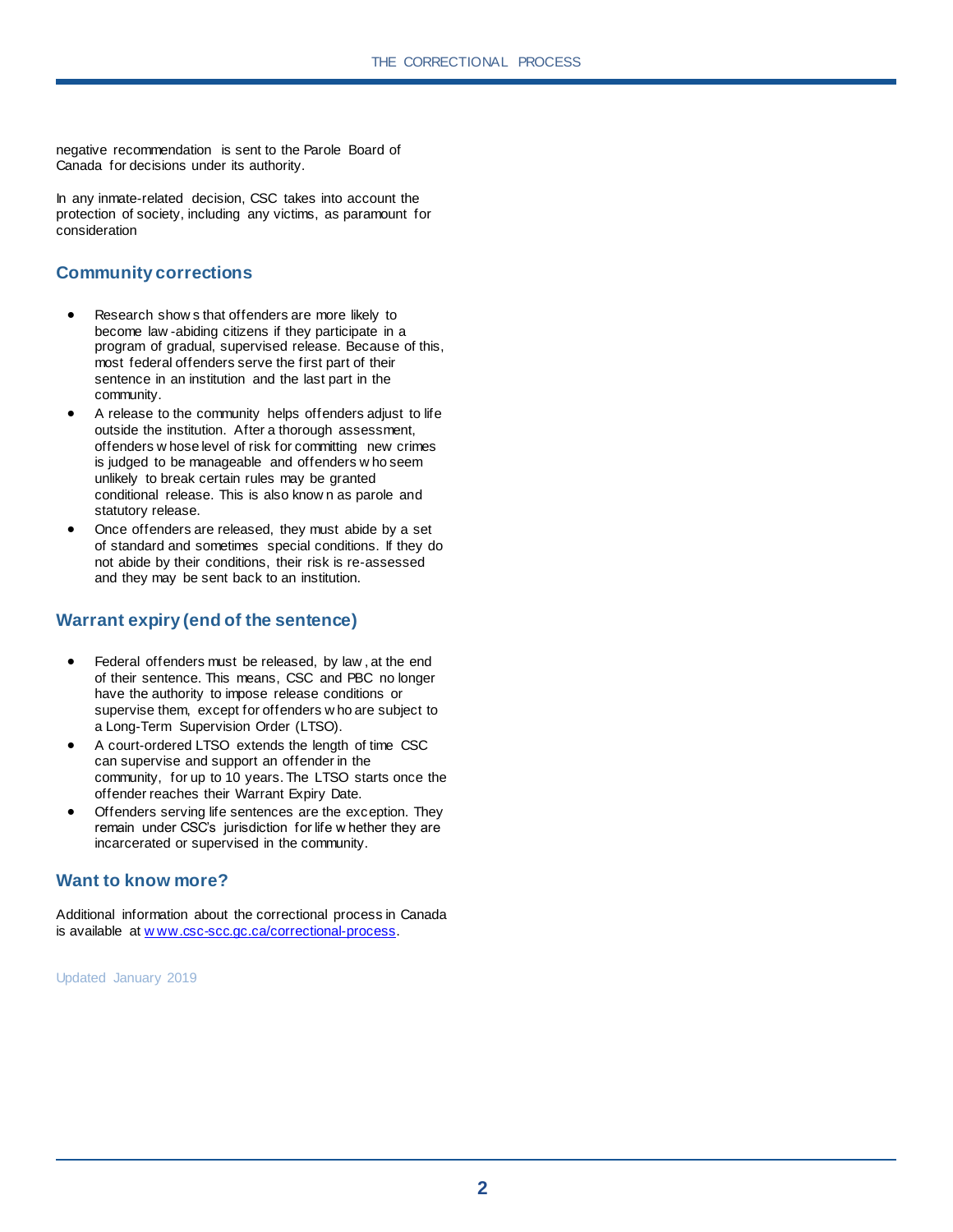negative recommendation is sent to the Parole Board of Canada for decisions under its authority.

In any inmate-related decision, CSC takes into account the protection of society, including any victims, as paramount for consideration

## Community corrections

- Research shows that offenders are more likely to become law-abiding citizens if they participate in a program of gradual, supervised release. Because of this, most federal offenders serve the first part of their sentence in an institution and the last part in the community.
- A release to the community helps offenders adjust to life outside the institution. After a thorough assessment, offenders whose level of risk for committing new crimes is judged to be manageable and offenders who seem unlikely to break certain rules may be granted conditional release. This is also known as parole and statutory release.
- Once offenders are released, they must abide by a set of standard and sometimes special conditions. If they do not abide by their conditions, their risk is re-assessed and they may be sent back to an institution.

## Warrant expiry (end of the sentence)

- Federal offenders must be released, by law, at the end of their sentence. This means, CSC and PBC no longer have the authority to impose release conditions or supervise them, except for offenders who are subject to a Long-Term Supervision Order (LTSO).
- A court-ordered LTSO extends the length of time CSC can supervise and support an offender in the community, for up to 10 years. The LTSO starts once the offender reaches their Warrant Expiry Date.
- Offenders serving life sentences are the exception. They remain under CSC's jurisdiction for life whether they are incarcerated or supervised in the community.

## Want to know more?

Additional information about the correctional process in Canada is available at [www.csc-scc.gc.ca/correctional-process](http://www.csc-scc.gc.ca/correctional-process).

Updated January 2019